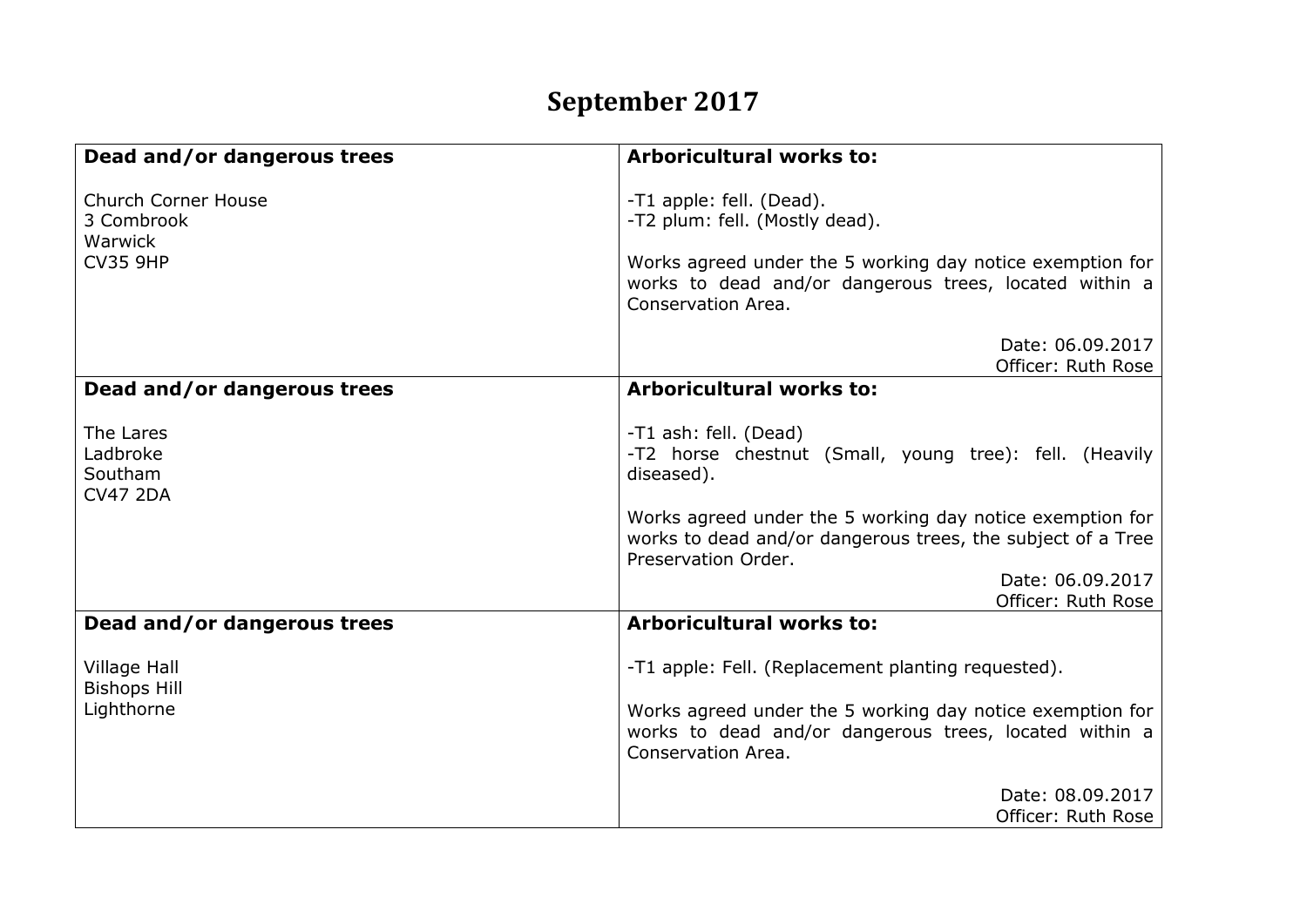# September 2017

| Dead and/or dangerous trees | Arboricultural works to: |
|---|---|
| Church Corner House<br>3 Combrook<br>Warwick<br>CV35 9HP | -T1 apple: fell. (Dead).<br>-T2 plum: fell. (Mostly dead).<br><br>Works agreed under the 5 working day notice exemption for works to dead and/or dangerous trees, located within a Conservation Area.<br><br>Date: 06.09.2017<br>Officer: Ruth Rose |
| **Dead and/or dangerous trees** | **Arboricultural works to:** |
| The Lares<br>Ladbroke<br>Southam<br>CV47 2DA | -T1 ash: fell. (Dead)<br>-T2 horse chestnut (Small, young tree): fell. (Heavily diseased).<br><br>Works agreed under the 5 working day notice exemption for works to dead and/or dangerous trees, the subject of a Tree Preservation Order.<br><br>Date: 06.09.2017<br>Officer: Ruth Rose |
| **Dead and/or dangerous trees** | **Arboricultural works to:** |
| Village Hall<br>Bishops Hill<br>Lighthorne | -T1 apple: Fell. (Replacement planting requested).<br><br>Works agreed under the 5 working day notice exemption for works to dead and/or dangerous trees, located within a Conservation Area.<br><br>Date: 08.09.2017<br>Officer: Ruth Rose |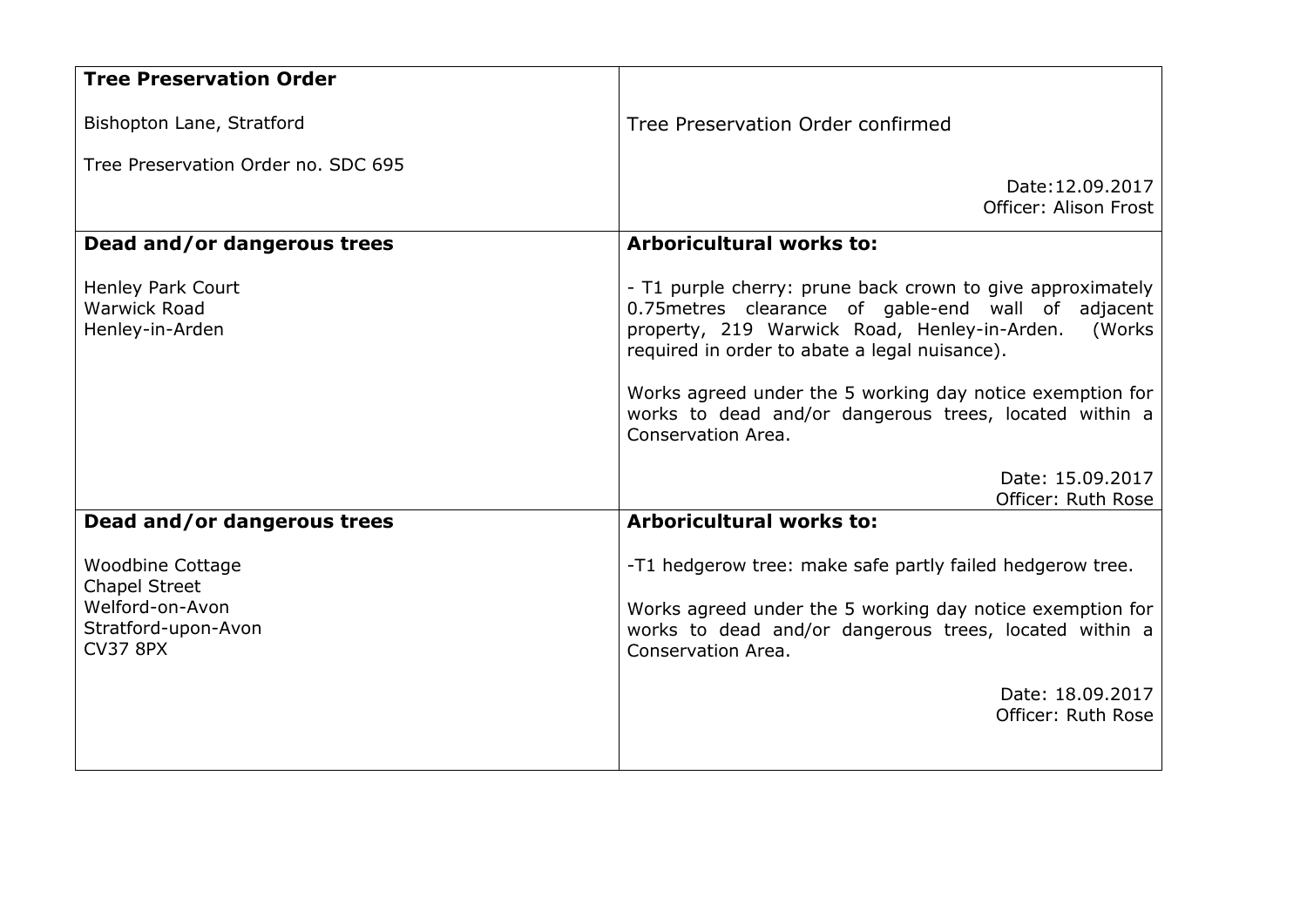| **Tree Preservation Order**<br><br>Bishopton Lane, Stratford<br><br>Tree Preservation Order no. SDC 695 | Tree Preservation Order confirmed<br><br>Date:12.09.2017<br>Officer: Alison Frost |
|---|---|
| **Dead and/or dangerous trees**<br><br>Henley Park Court<br>Warwick Road<br>Henley-in-Arden | **Arboricultural works to:**<br><br>- T1 purple cherry: prune back crown to give approximately 0.75metres clearance of gable-end wall of adjacent property, 219 Warwick Road, Henley-in-Arden. (Works required in order to abate a legal nuisance).<br><br>Works agreed under the 5 working day notice exemption for works to dead and/or dangerous trees, located within a Conservation Area.<br><br>Date: 15.09.2017<br>Officer: Ruth Rose |
| **Dead and/or dangerous trees**<br><br>Woodbine Cottage<br>Chapel Street<br>Welford-on-Avon<br>Stratford-upon-Avon<br>CV37 8PX | **Arboricultural works to:**<br><br>-T1 hedgerow tree: make safe partly failed hedgerow tree.<br><br>Works agreed under the 5 working day notice exemption for works to dead and/or dangerous trees, located within a Conservation Area.<br><br>Date: 18.09.2017<br>Officer: Ruth Rose |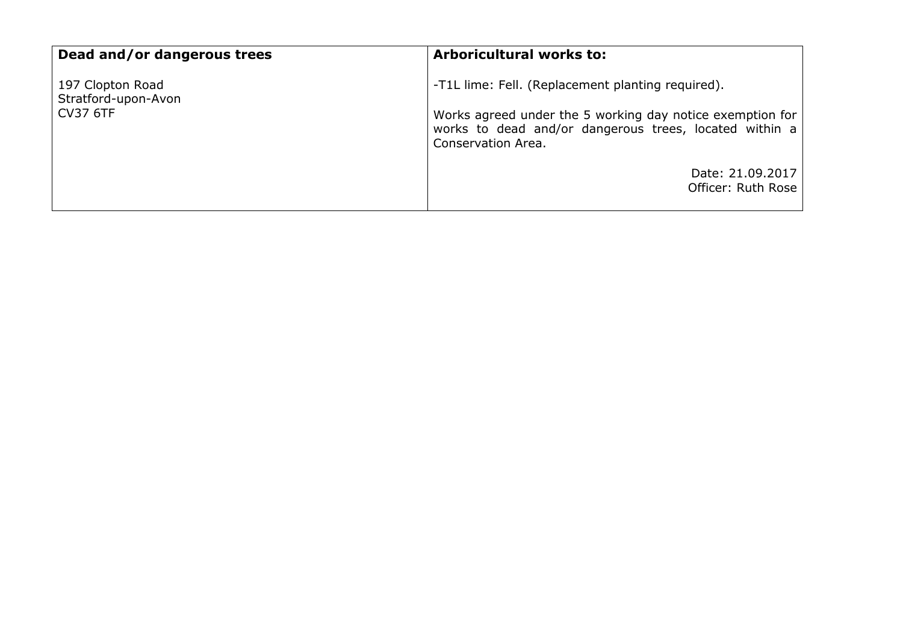| **Dead and/or dangerous trees** | **Arboricultural works to:** |
|---|---|
| 197 Clopton Road<br>Stratford-upon-Avon<br>CV37 6TF | -T1L lime: Fell. (Replacement planting required).<br><br>Works agreed under the 5 working day notice exemption for works to dead and/or dangerous trees, located within a Conservation Area.<br><br>Date: 21.09.2017<br>Officer: Ruth Rose |